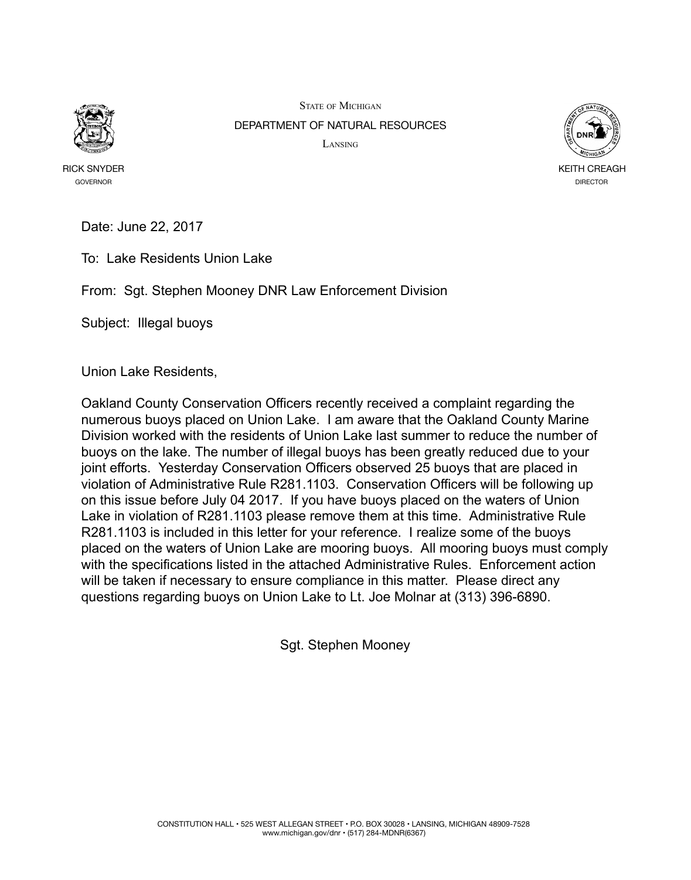STATE OF MICHIGAN

DEPARTMENT OF NATURAL RESOURCES

LANSING

RICK SNYDER
GOVERNOR

KEITH CREAGH
DIRECTOR

Date: June 22, 2017

To: Lake Residents Union Lake

From: Sgt. Stephen Mooney DNR Law Enforcement Division

Subject: Illegal buoys

Union Lake Residents,

Oakland County Conservation Officers recently received a complaint regarding the numerous buoys placed on Union Lake. I am aware that the Oakland County Marine Division worked with the residents of Union Lake last summer to reduce the number of buoys on the lake. The number of illegal buoys has been greatly reduced due to your joint efforts. Yesterday Conservation Officers observed 25 buoys that are placed in violation of Administrative Rule R281.1103. Conservation Officers will be following up on this issue before July 04 2017. If you have buoys placed on the waters of Union Lake in violation of R281.1103 please remove them at this time. Administrative Rule R281.1103 is included in this letter for your reference. I realize some of the buoys placed on the waters of Union Lake are mooring buoys. All mooring buoys must comply with the specifications listed in the attached Administrative Rules. Enforcement action will be taken if necessary to ensure compliance in this matter. Please direct any questions regarding buoys on Union Lake to Lt. Joe Molnar at (313) 396-6890.

Sgt. Stephen Mooney

CONSTITUTION HALL • 525 WEST ALLEGAN STREET • P.O. BOX 30028 • LANSING, MICHIGAN 48909-7528
www.michigan.gov/dnr • (517) 284-MDNR(6367)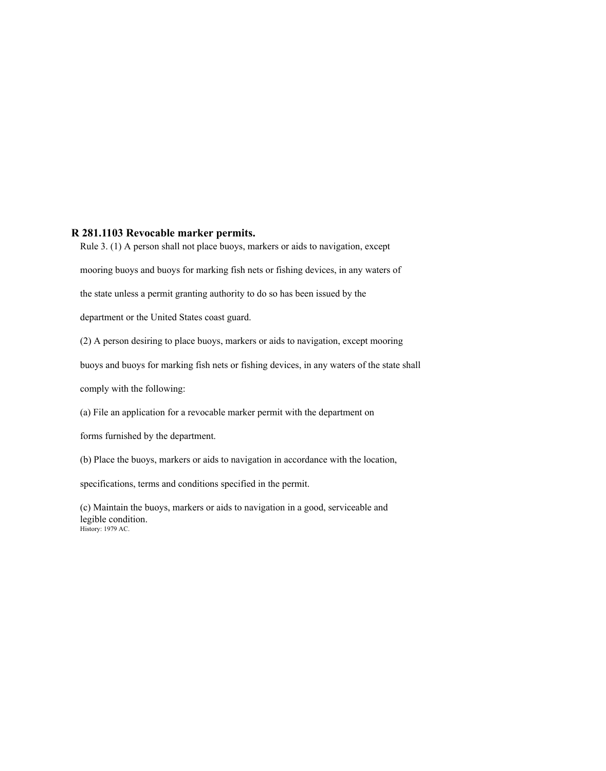## R 281.1103 Revocable marker permits.

Rule 3. (1) A person shall not place buoys, markers or aids to navigation, except mooring buoys and buoys for marking fish nets or fishing devices, in any waters of the state unless a permit granting authority to do so has been issued by the department or the United States coast guard.

(2) A person desiring to place buoys, markers or aids to navigation, except mooring buoys and buoys for marking fish nets or fishing devices, in any waters of the state shall comply with the following:

(a) File an application for a revocable marker permit with the department on forms furnished by the department.

(b) Place the buoys, markers or aids to navigation in accordance with the location, specifications, terms and conditions specified in the permit.

(c) Maintain the buoys, markers or aids to navigation in a good, serviceable and legible condition.

History: 1979 AC.